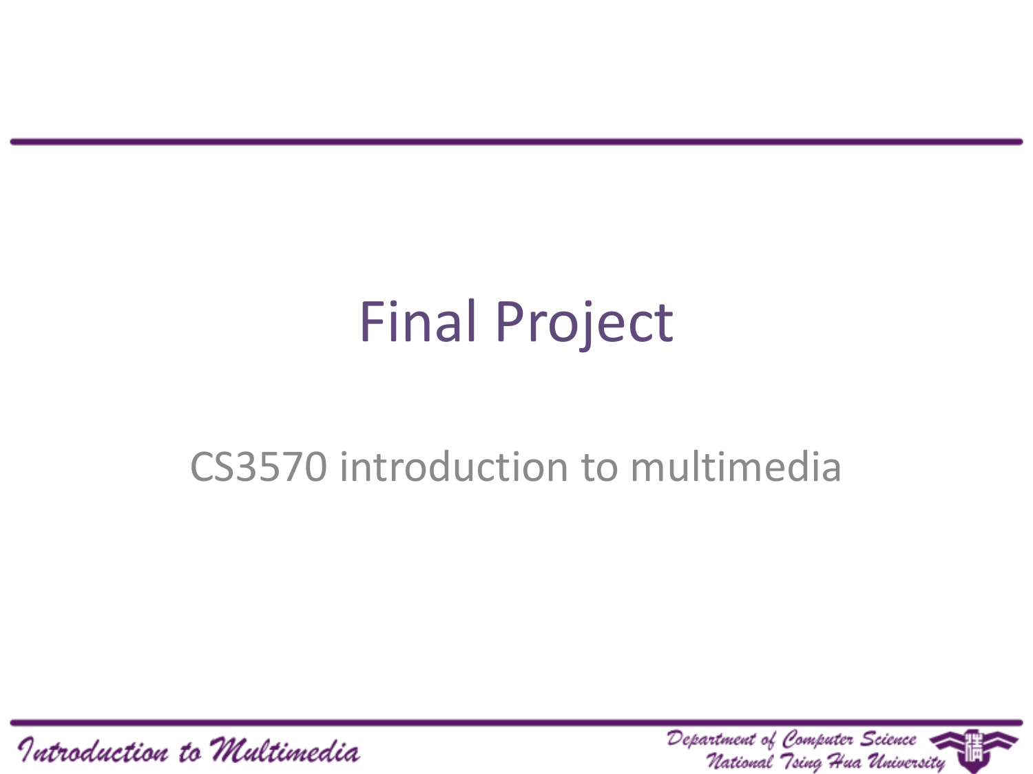# Final Project

CS3570 introduction to multimedia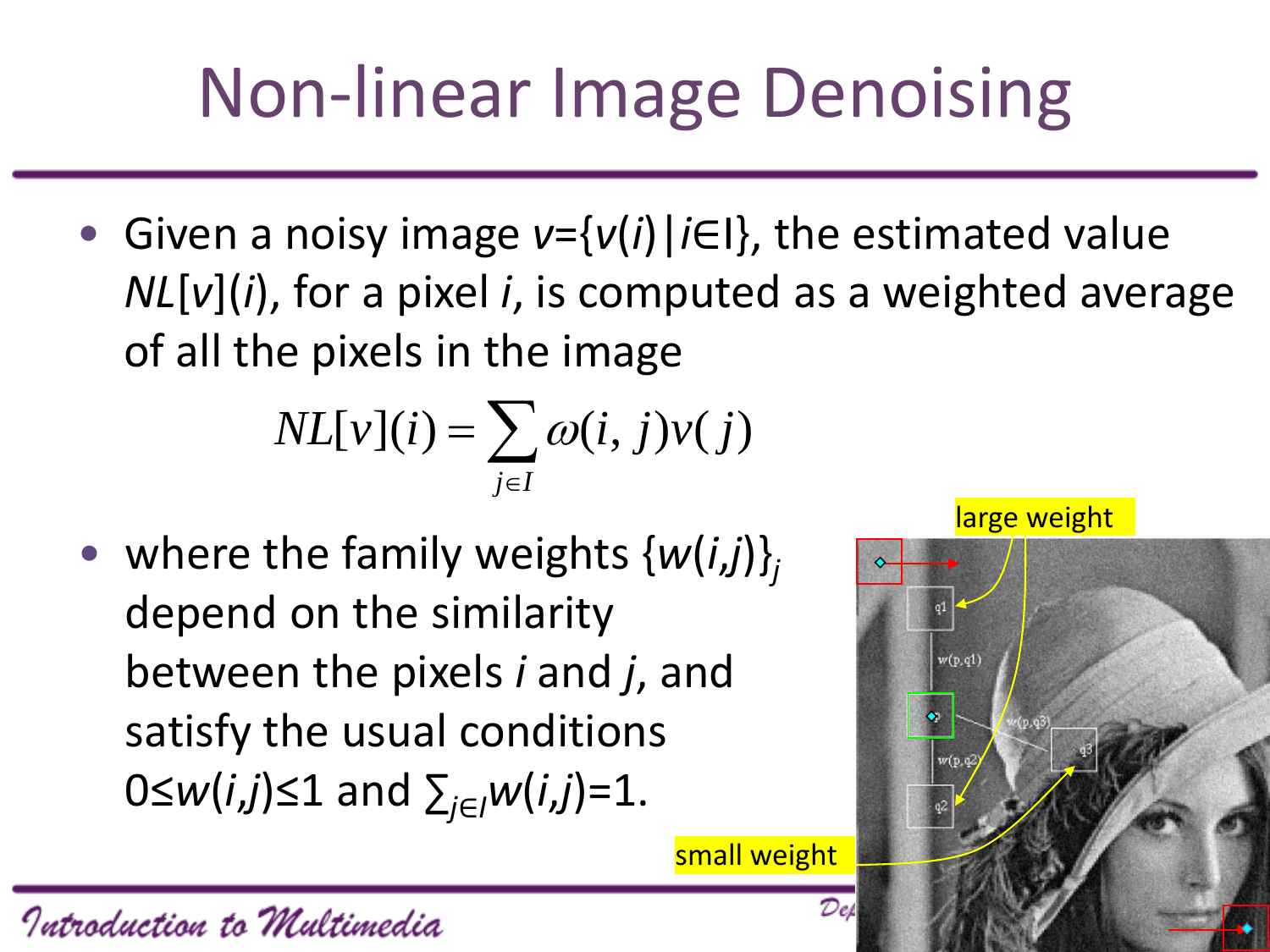# Non-linear Image Denoising

- Given a noisy image $v=\{v(i)|i\in I\}$, the estimated value $NL[v](i)$, for a pixel $i$, is computed as a weighted average of all the pixels in the image

$$NL[v](i) = \sum_{j\in I} \omega(i, j)v(j)$$

- where the family weights $\{w(i,j)\}_j$ depend on the similarity between the pixels $i$ and $j$, and satisfy the usual conditions $0\leq w(i,j)\leq 1$ and $\sum_{j\in I} w(i,j)=1$.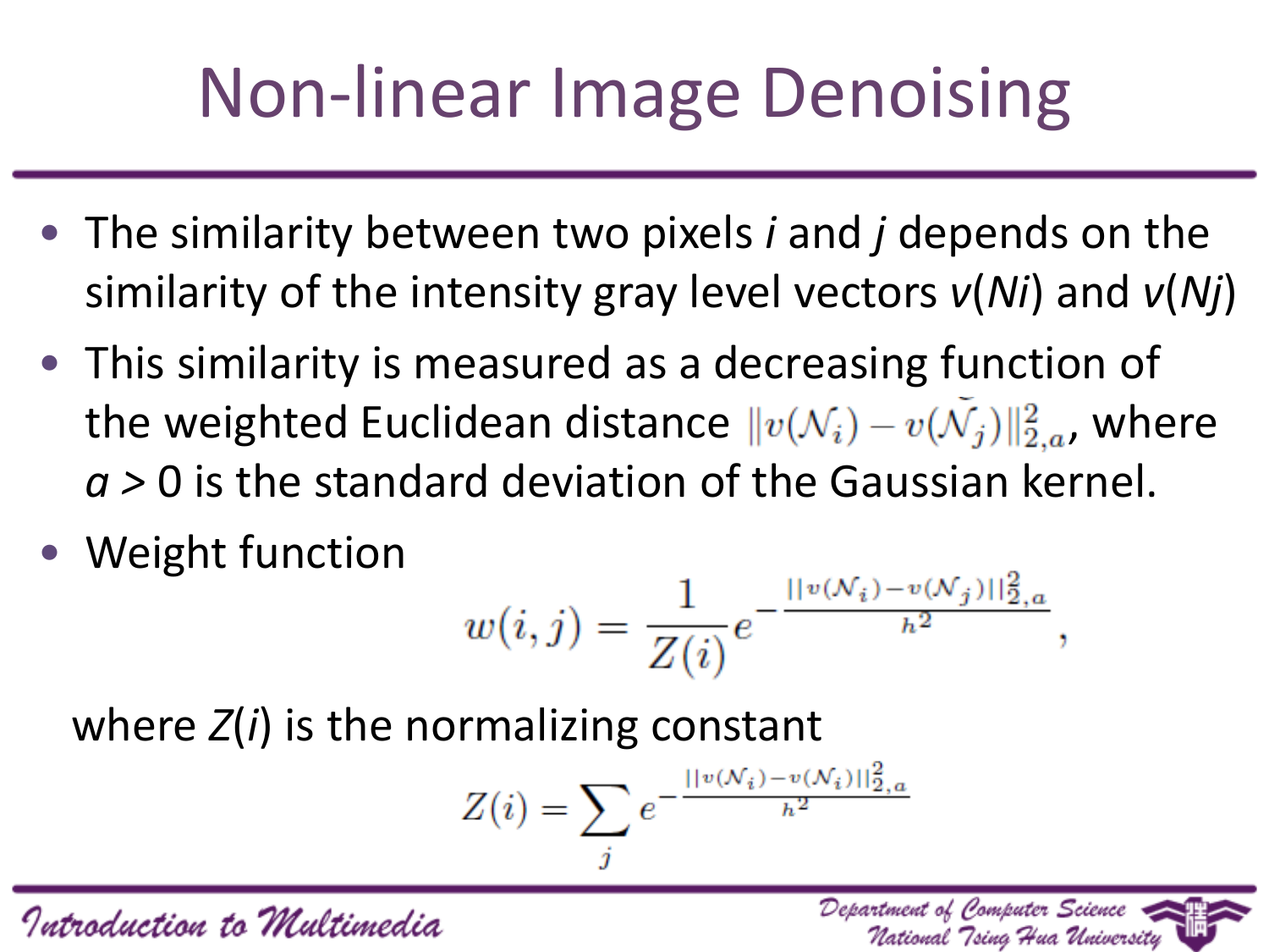# Non-linear Image Denoising

- The similarity between two pixels *i* and *j* depends on the similarity of the intensity gray level vectors $v(N_i)$ and $v(N_j)$
- This similarity is measured as a decreasing function of the weighted Euclidean distance $\|v(\mathcal{N}_i) - v(\mathcal{N}_j)\|_{2,a}^2$, where $a > 0$ is the standard deviation of the Gaussian kernel.
- Weight function

$$w(i,j) = \frac{1}{Z(i)} e^{-\frac{\|v(\mathcal{N}_i) - v(\mathcal{N}_j)\|_{2,a}^2}{h^2}},$$

where $Z(i)$ is the normalizing constant

$$Z(i) = \sum_j e^{-\frac{\|v(\mathcal{N}_i) - v(\mathcal{N}_j)\|_{2,a}^2}{h^2}}$$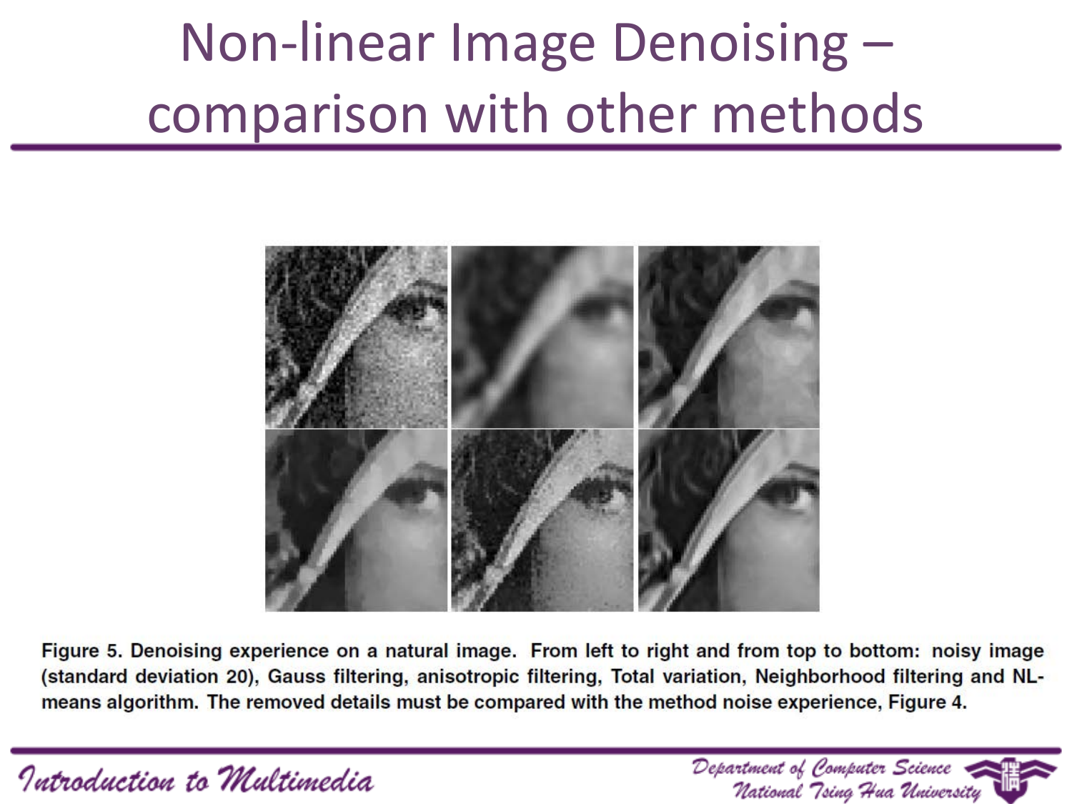# Non-linear Image Denoising – comparison with other methods

Figure 5. Denoising experience on a natural image. From left to right and from top to bottom: noisy image (standard deviation 20), Gauss filtering, anisotropic filtering, Total variation, Neighborhood filtering and NL-means algorithm. The removed details must be compared with the method noise experience, Figure 4.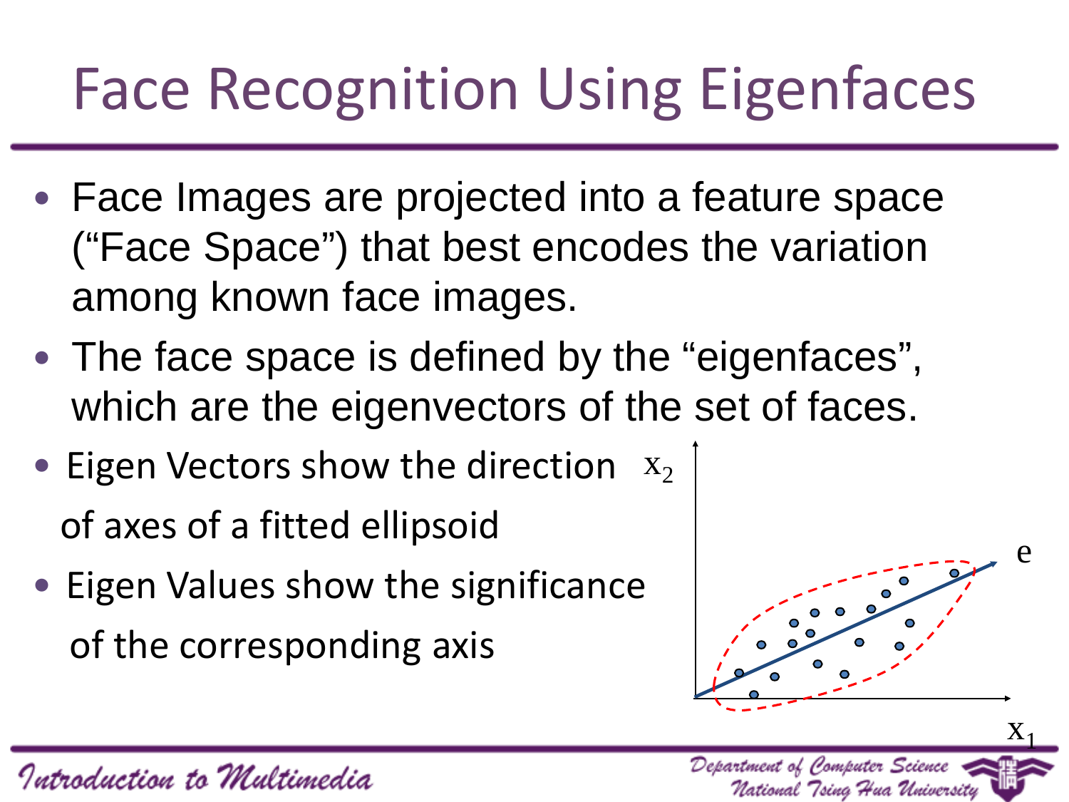# Face Recognition Using Eigenfaces

- Face Images are projected into a feature space ("Face Space") that best encodes the variation among known face images.
- The face space is defined by the "eigenfaces", which are the eigenvectors of the set of faces.
- Eigen Vectors show the direction of axes of a fitted ellipsoid
- Eigen Values show the significance of the corresponding axis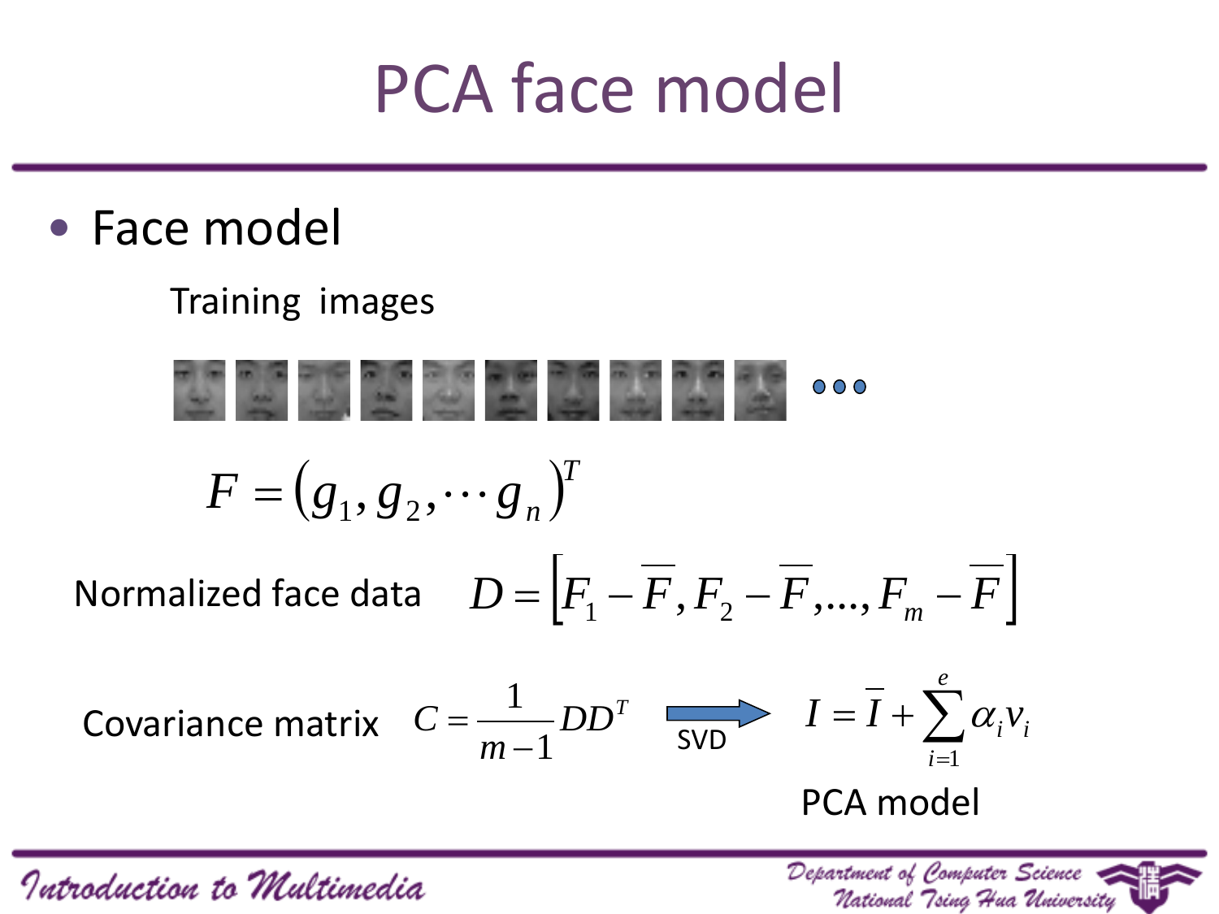# PCA face model

- Face model

Training images

…

$$F = (g_1, g_2, \cdots g_n)^T$$

Normalized face data $D = \left[F_1 - \overline{F}, F_2 - \overline{F}, \ldots, F_m - \overline{F}\right]$

Covariance matrix $C = \frac{1}{m-1} DD^T$ → SVD → $I = \overline{I} + \sum_{i=1}^{e} \alpha_i v_i$

PCA model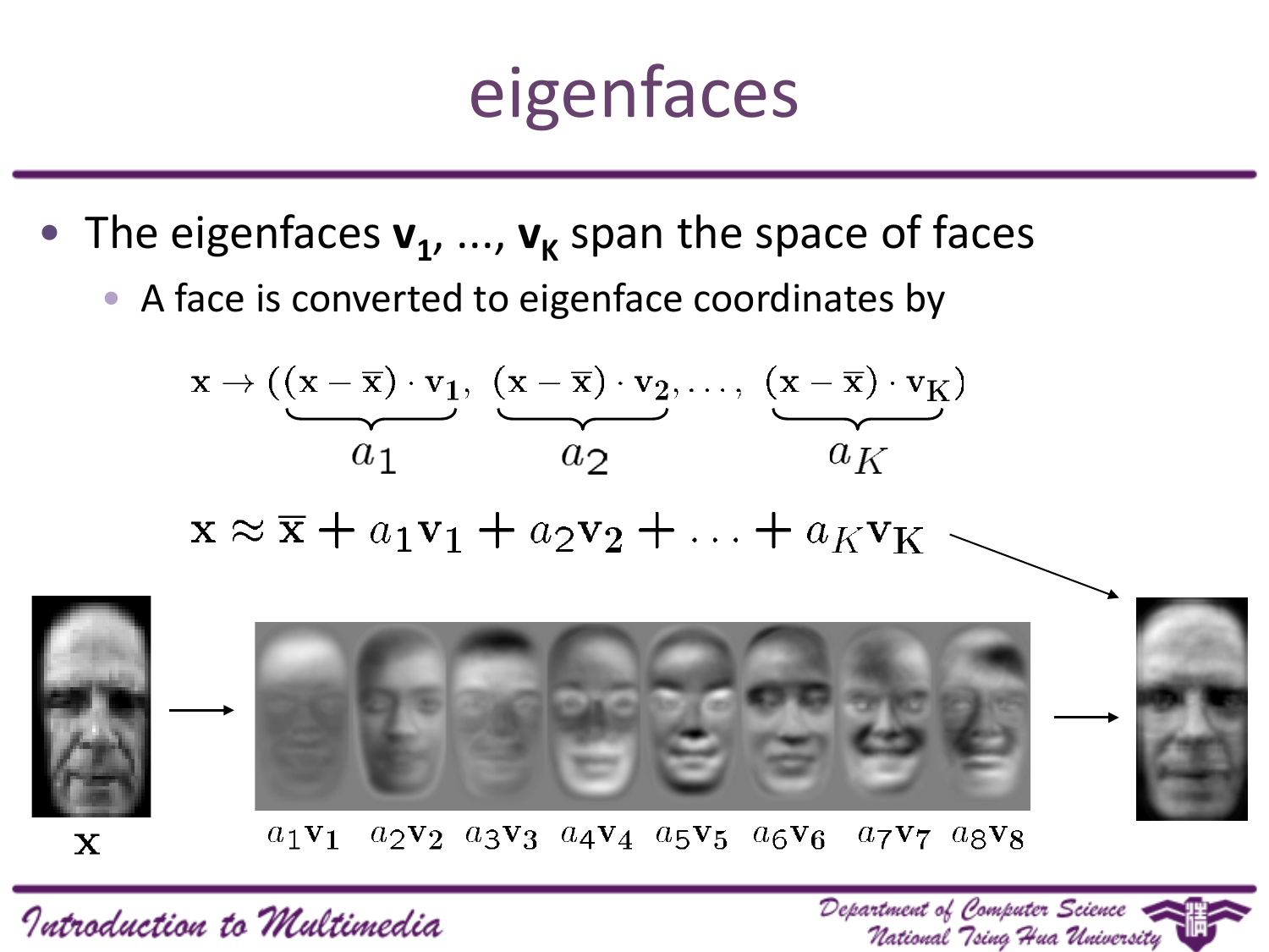# eigenfaces

- The eigenfaces $\mathbf{v}_1, \ldots, \mathbf{v}_K$ span the space of faces
  - A face is converted to eigenface coordinates by

$$\mathbf{x} \rightarrow (\underbrace{(\mathbf{x} - \overline{\mathbf{x}}) \cdot \mathbf{v}_1}_{a_1}, \underbrace{(\mathbf{x} - \overline{\mathbf{x}}) \cdot \mathbf{v}_2}_{a_2}, \ldots, \underbrace{(\mathbf{x} - \overline{\mathbf{x}}) \cdot \mathbf{v}_K}_{a_K})$$

$$\mathbf{x} \approx \overline{\mathbf{x}} + a_1\mathbf{v}_1 + a_2\mathbf{v}_2 + \ldots + a_K\mathbf{v}_K$$

$\mathbf{x}$ $\quad a_1\mathbf{v}_1 \quad a_2\mathbf{v}_2 \quad a_3\mathbf{v}_3 \quad a_4\mathbf{v}_4 \quad a_5\mathbf{v}_5 \quad a_6\mathbf{v}_6 \quad a_7\mathbf{v}_7 \quad a_8\mathbf{v}_8$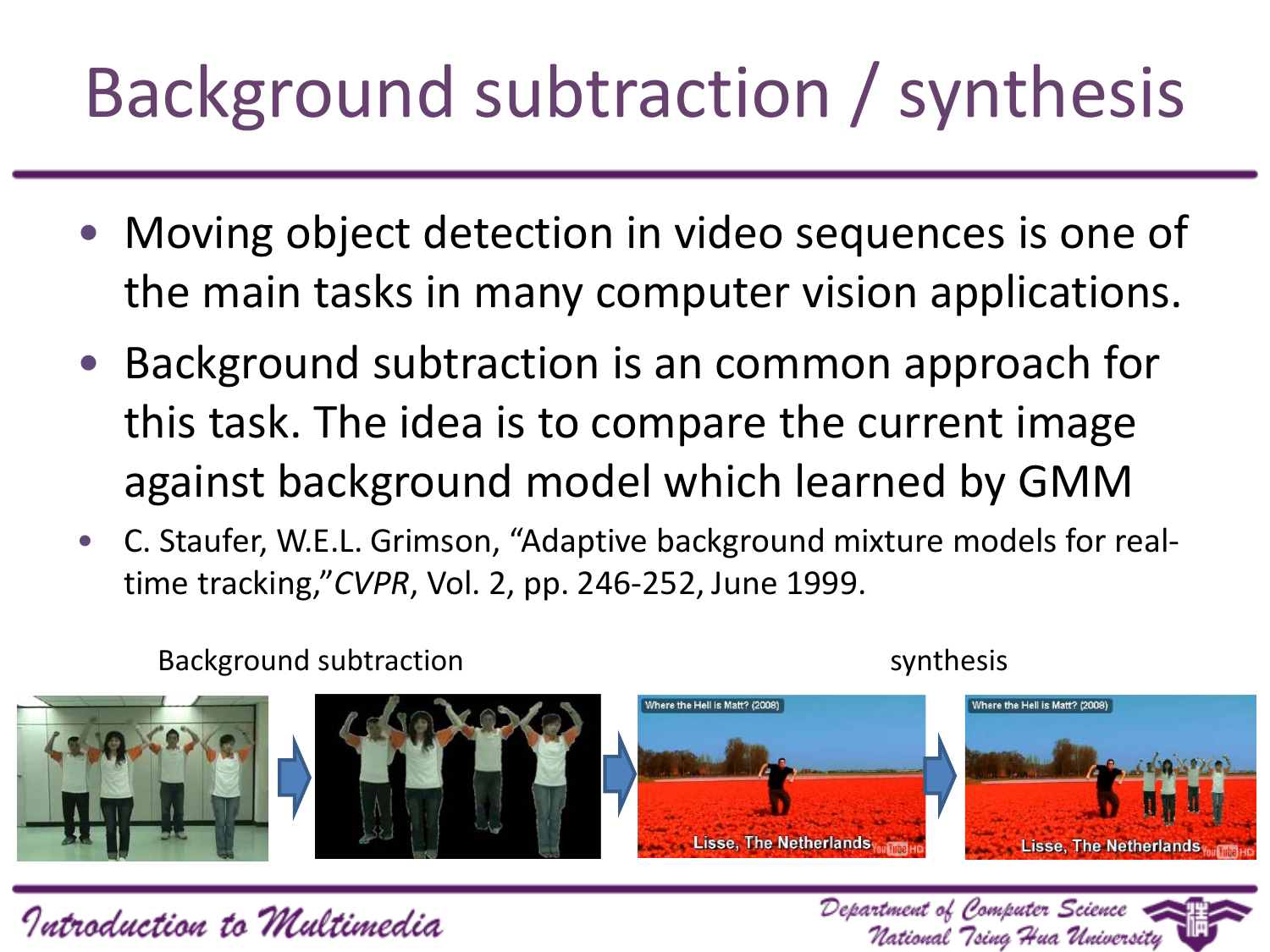# Background subtraction / synthesis

- Moving object detection in video sequences is one of the main tasks in many computer vision applications.
- Background subtraction is an common approach for this task. The idea is to compare the current image against background model which learned by GMM
- C. Staufer, W.E.L. Grimson, “Adaptive background mixture models for real-time tracking,”*CVPR*, Vol. 2, pp. 246-252, June 1999.

Background subtraction

synthesis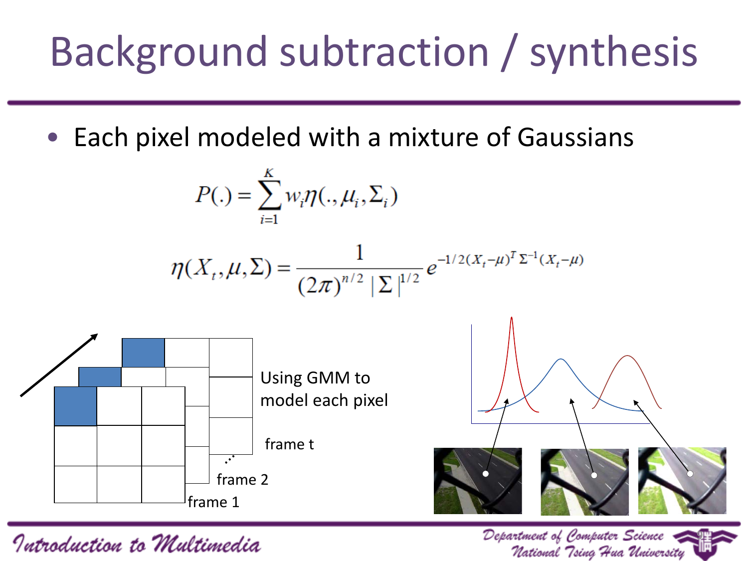# Background subtraction / synthesis

- Each pixel modeled with a mixture of Gaussians

$$P(.) = \sum_{i=1}^{K} w_i \eta(., \mu_i, \Sigma_i)$$

$$\eta(X_t, \mu, \Sigma) = \frac{1}{(2\pi)^{n/2} |\Sigma|^{1/2}} e^{-1/2 (X_t - \mu)^T \Sigma^{-1} (X_t - \mu)}$$

Using GMM to model each pixel

frame t

frame 2

frame 1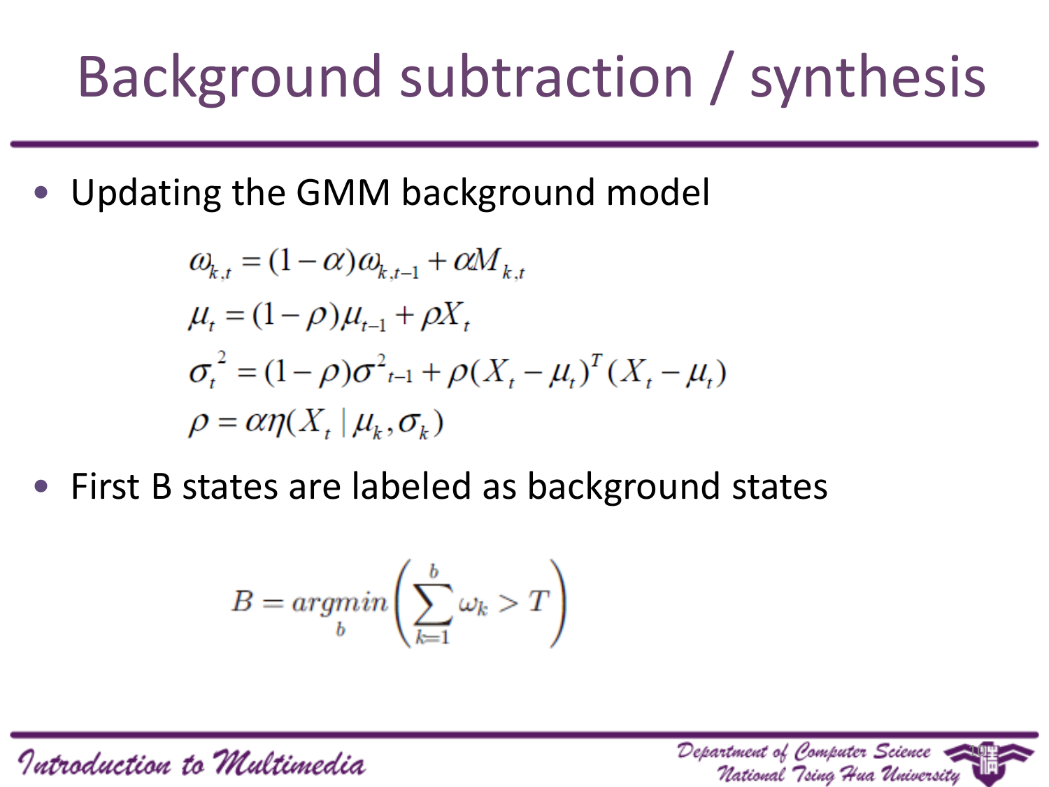# Background subtraction / synthesis

- Updating the GMM background model

$$
\begin{aligned}
\omega_{k,t} &= (1-\alpha)\omega_{k,t-1} + \alpha M_{k,t} \\
\mu_t &= (1-\rho)\mu_{t-1} + \rho X_t \\
\sigma_t^2 &= (1-\rho)\sigma^2_{t-1} + \rho (X_t - \mu_t)^T (X_t - \mu_t) \\
\rho &= \alpha \eta(X_t \mid \mu_k, \sigma_k)
\end{aligned}
$$

- First B states are labeled as background states

$$
B = \underset{b}{argmin}\left(\sum_{k=1}^{b} \omega_k > T\right)
$$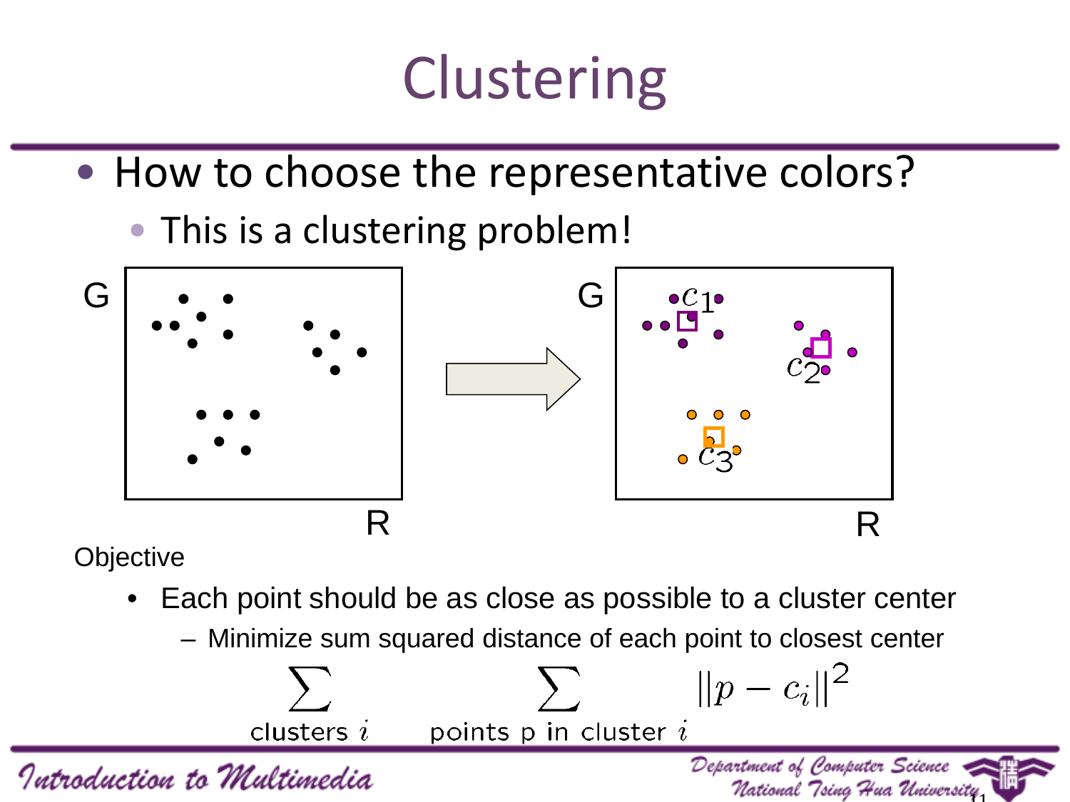# Clustering

- How to choose the representative colors?
  - This is a clustering problem!

Objective

- Each point should be as close as possible to a cluster center
  - Minimize sum squared distance of each point to closest center

$$\sum_{\text{clusters } i} \sum_{\text{points p in cluster } i} \|p - c_i\|^2$$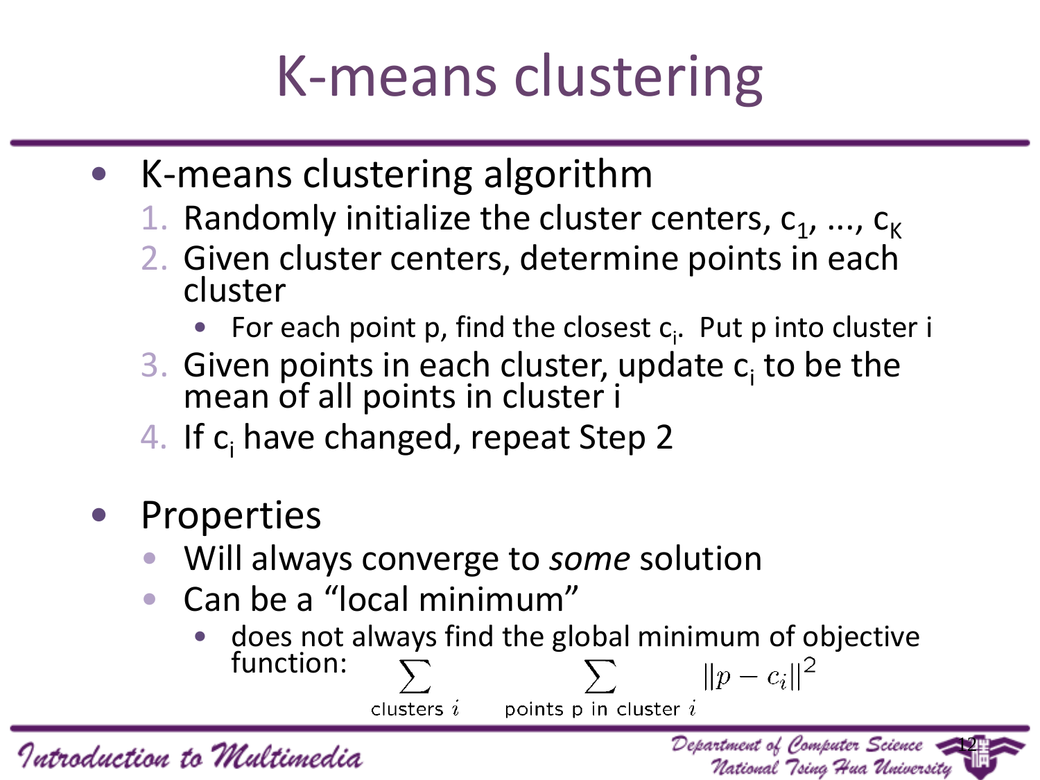# K-means clustering

- K-means clustering algorithm
  1. Randomly initialize the cluster centers, $c_1, \ldots, c_K$
  2. Given cluster centers, determine points in each cluster
     - For each point p, find the closest $c_i$. Put p into cluster i
  3. Given points in each cluster, update $c_i$ to be the mean of all points in cluster i
  4. If $c_i$ have changed, repeat Step 2

- Properties
  - Will always converge to *some* solution
  - Can be a "local minimum"
    - does not always find the global minimum of objective function:

$$\sum_{\text{clusters } i} \sum_{\text{points p in cluster } i} ||p - c_i||^2$$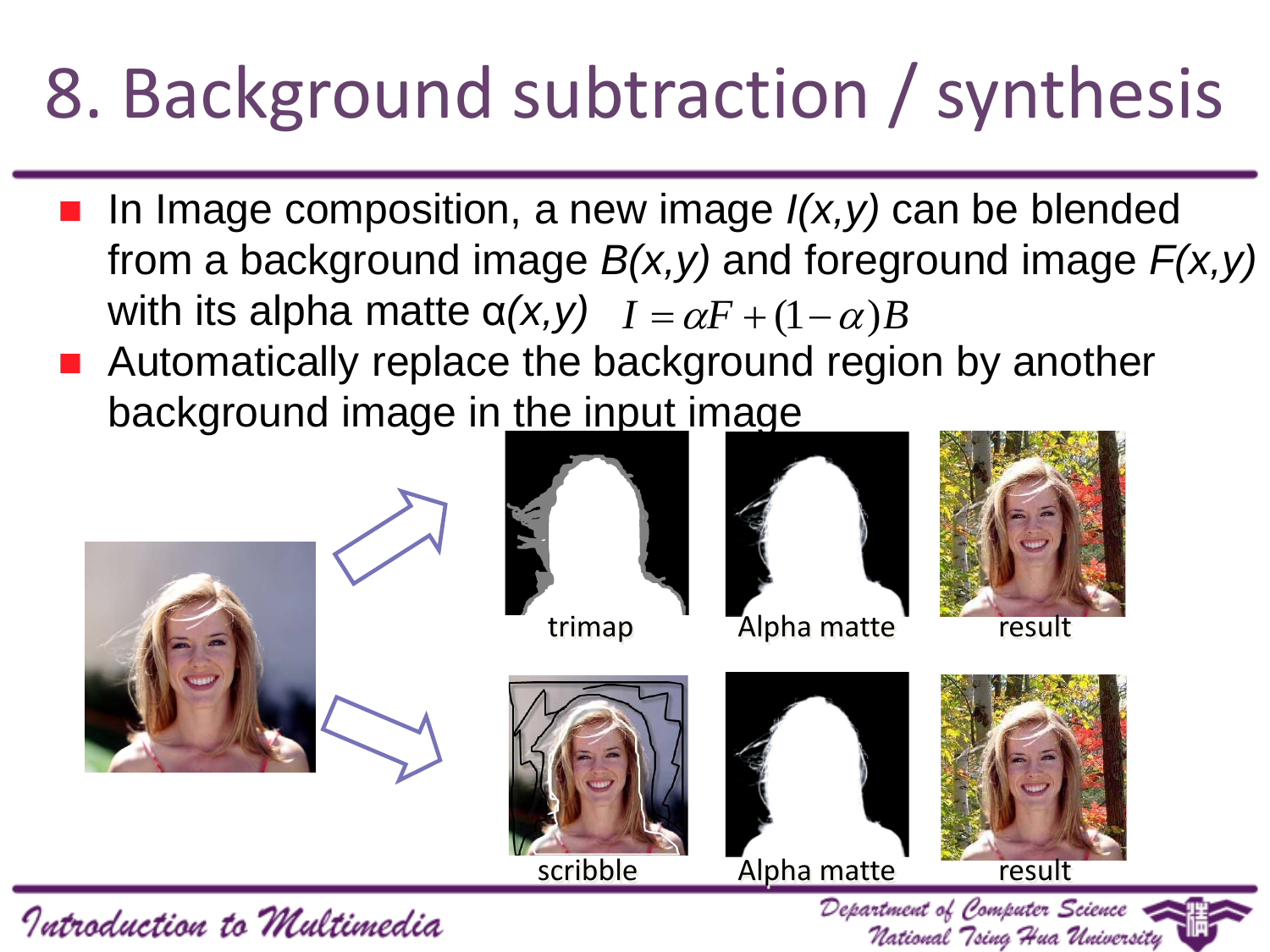# 8. Background subtraction / synthesis

- In Image composition, a new image *I(x,y)* can be blended from a background image *B(x,y)* and foreground image *F(x,y)* with its alpha matte α*(x,y)* $I = \alpha F + (1-\alpha)B$
- Automatically replace the background region by another background image in the input image

trimap

Alpha matte

result

scribble

Alpha matte

result